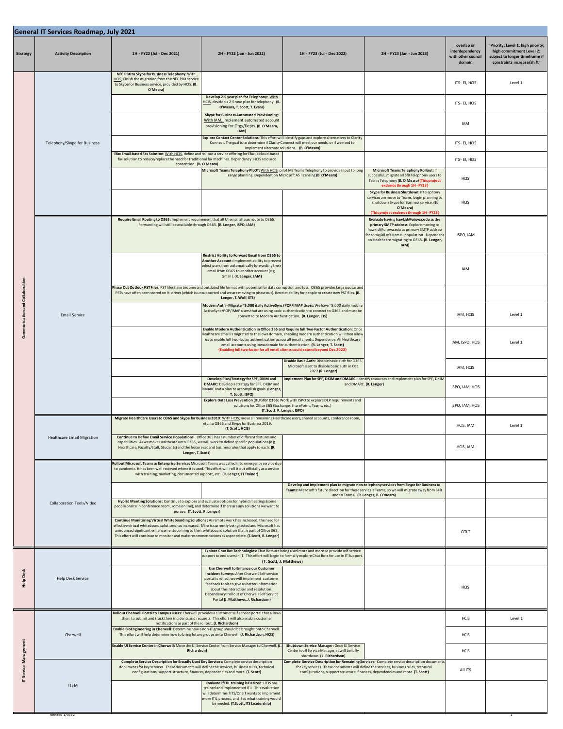# General IT Services Roadmap, July 2021

| Strategy | Activity Description | 1H - FY22 (Jul - Dec 2021) | 2H - FY22 (Jan - Jun 2022) | 1H - FY23 (Jul - Dec 2022) | 2H - FY23 (Jan - Jun 2023) | overlap or interdependency with other council domain | "Priority: Level 1: high priority; high commitment Level 2: subject to longer timeframe if constraints increase/shift" |
|---|---|---|---|---|---|---|---|
| Communication and Collaboration | Telephony/Skype for Business | **NEC PBX to Skype for Business Telephony:** With HCIS, Finish the migration from the NEC PBX service to Skype for Business service, provided by HCIS. **(B. O'Meara)** | | | | ITS- EI, HCIS | Level 1 |
| | | | **Develop 2-5 year plan for Telephony:** With HCIS, develop a 2-5 year plan for telephony. **(B. O'Meara, T. Scott, T. Evans)** | | | ITS- EI, HCIS | |
| | | | **Skype for Business Automated Provisioning:** With IAM, implement automated account provisioning for Orgs/Depts. **(B. O'Meara, IAM)** | | | IAM | |
| | | | **Explore Contact Center Solutions:** This effort will identify gaps and explore alternatives to Clarity Connect. The goal is to determine if Clarity Connect will meet our needs, or if we need to implement alternate solutions. **(B. O'Meara)** | | | ITS- EI, HCIS | |
| | | **Efax Email-based Fax Solution:** With HCIS, define and rollout a service offering for Efax, a cloud-based fax solution to reduce/replace the need for traditional fax machines. Dependency: HCIS resource contention. **(B. O'Meara)** | | | | ITS- EI, HCIS | |
| | | | **Microsoft Teams Telephony PILOT:** With HCIS, pilot MS Teams Telephony to provide input to long range planning. Dependent on Microsoft A5 licensing **(B. O'Meara)** | | **Microsoft Teams Telephony Rollout:** If successful, migrate all SfB Telephony users to Teams Telephony **(B. O'Meara)** (This project extends through 1H - FY23) | HCIS | |
| | | | | | **Skype for Business Shutdown:** If telephony services are move to Teams, begin planning to shutdown Skype for Business service. **(B. O'Meara)** (This project extends through 1H - FY23) | HCIS | |
| | Email Service | **Require Email Routing to O365:** Implement requirement that all UI email aliases route to O365. Forwarding will still be available through O365. **(R. Lenger, ISPO, IAM)** | | | **Evaluate having hawkid@uiowa.edu as the primary SMTP address:** Explore moving to hawkid@uiowa.edu as primary SMTP address for some/all of UI email population. Dependent on Healthcare migrating to O365. **(R. Lenger, IAM)** | ISPO, IAM | |
| | | | **Restrict Ability to Forward Email from O365 to Another Account:** Implement ability to prevent select users from automatically forwarding their email from O365 to another account (e.g. Gmail). **(R. Lenger, IAM)** | | | IAM | |
| | | **Phase Out Outlook PST Files:** PST files have become and outdated file format with potential for data corruption and loss. O365 provides large quotas and PSTs have often been stored on H: drives (which is unsupported and we are moving to phase out). Restrict ability for people to create new PST files. **(R. Lenger, T. Wolf, ETS)** | | | | | |
| | | | **Modern Auth - Migrate ~5,000 daily ActiveSync/POP/IMAP Users:** We have ~5,000 daily ActiveSync/POP/IMAP users that are using basic authentication to connect to O365 and must be converted to Modern Authentication. **(R. Lenger, ETS)** | | | IAM, HCIS | Level 1 |
| | | | **Enable Modern Authentication in Office 365 and Require full Two-Factor Authentication:** Once Healthcare email is migrated to the Iowa domain, enabling modern authentication will then allow us to enable full two-factor authentication across all email clients. Dependency: All Healthcare email accounts using Iowa domain for authentication. **(R. Lenger, T. Scott)** (Enabling full two-factor for all email clients could extend beyond Dec 2022) | | | IAM, ISPO, HCIS | Level 1 |
| | | | | **Disable Basic Auth:** Disable basic auth for O365. Microsoft is set to disable basic auth in Oct. 2022 **(R. Lenger)** | | IAM, HCIS | |
| | | | **Develop Plan/Strategy for SPF, DKIM and DMARC:** Develop a strategy for SPF, DKIM and DMARC and a plan to accomplish goals. **(Lenger, T. Scott, ISPO)** | **Implement Plan for SPF, DKIM and DMARC:** Identify resources and implement plan for SPF, DKIM and DMARC. **(R. Lenger)** | | ISPO, IAM, HCIS | |
| | | | **Explore Data Loss Prevention (DLP) for O365:** Work with ISPO to explore DLP requirements and solutions for Office 365 (Exchange, SharePoint, Teams, etc.) **(T. Scott, R. Lenger, ISPO)** | | | ISPO, IAM, HCIS | |
| | Healthcare Email Migration | **Migrate HealthCare Users to O365 and Skype for Business 2019:** With HCIS, move all remaining Healthcare users, shared accounts, conference room, etc. to O365 and Skype for Business 2019. **(T. Scott, HCIS)** | | | | HCIS, IAM | Level 1 |
| | | **Continue to Define Email Service Populations:** Office 365 has a number of different features and capabilities. As we move Healthcare onto O365, we will work to define specific populations (e.g. Healthcare, Faculty/Staff, Students) and the feature set and business rules that apply to each. **(R. Lenger, T. Scott)** | | | | HCIS, IAM | |
| | Collaboration Tools/Video | **Rollout Microsoft Teams as Enterprise Service:** Microsoft Teams was called into emergency service due to pandemic. It has been well recieved where it is used. This effort will roll it out officially as a service with training, marketing, documented support, etc. **(R. Lenger, IT Trainer)** | | | | | |
| | | | | **Develop and implement plan to migrate non-telephony services from Skype for Business to Teams:** Microsoft's future direction for these servics is Teams, so we will migrate away from SfB and to Teams. **(R. Lenger, B. O'Meara)** | | | |
| | | **Hybrid Meeting Solutions:** Continue to explore and evaluate options for hybrid meetings (some people onsite in conference room, some online), and determine if there are any solutions we want to pursue. **(T. Scott, R. Lenger)** | | | | | |
| | | **Continue Monitoring Virtual Whiteboarding Solutions:** As remote work has increased, the need for effective virtual whiteboard solutions has increased. Miro is currently being tested and Microsoft has announced signficant enhancements coming to their whiteboard solution that is part of Office 365. This effort will continue to monitor and make recommendations as appropriate. **(T.Scott, R. Lenger)** | | | | OTLT | |
| Help Desk | Help Desk Service | | **Explore Chat Bot Technologies:** Chat Bots are being used more and more to provide self-service support to end users in IT. This effort will begin to formally explore Chat Bots for use in IT Support. **(T. Scott, J. Matthews)** | | | | |
| | | | **Use Cherwell to Enhance our Customer Incident Surveys:** After Cherwell Self-service portal is rolled, we will implement customer feedback tools to give us better information about the interaction and resolution. Dependency: rollout of Cherwell Self-Service Portal **(J. Matthews, J. Richardson)** | | | HCIS | |
| IT Service Management | Cherwell | **Rollout Cherwell Portal to Campus Users:** Cherwell provides a customer self-service portal that allows them to submit and track their incidents and requests. This effort will also enable customer notifications as part of the rollout. **(J. Richardson)** | | | | HCIS | Level 1 |
| | | **Enable BioEngineering in Cherwell:** Determine how a non-IT group should be brought onto Cherwell. This effort will help determine how to bring future groups onto Cherwell. **(J. Richardson, HCIS)** | | | | HCIS | |
| | | **Enable UI Service Center in Cherwell:** Move the UI Service Center from Service Manager to Cherwell. **(J. Richardson)** | | **Shutdown Service Manager:** Once UI Service Center is off Service Manager, it will be fully shutdown. **(J. Richardson)** | | HCIS | |
| | ITSM | **Complete Service Description for Broadly Used Key Services:** Complete service description documents for key services. These documents will define the services, business rules, technical configurations, support structure, finances, dependencies and more. **(T. Scott)** | | **Complete Service Description for Remaining Services:** Complete service description documents for key services. These documents will define the services, business rules, technical configurations, support structure, finances, dependencies and more. **(T. Scott)** | | All ITS | |
| | | | **Evaluate if ITIL training is Desired:** HCIS has trained and implemented ITIL. This evaluation will determine if ITS/OneIT wants to implement more ITIL process, and if so what training would be needed. **(T.Scott, ITS Leadership)** | | | | |

Revised 1/3/22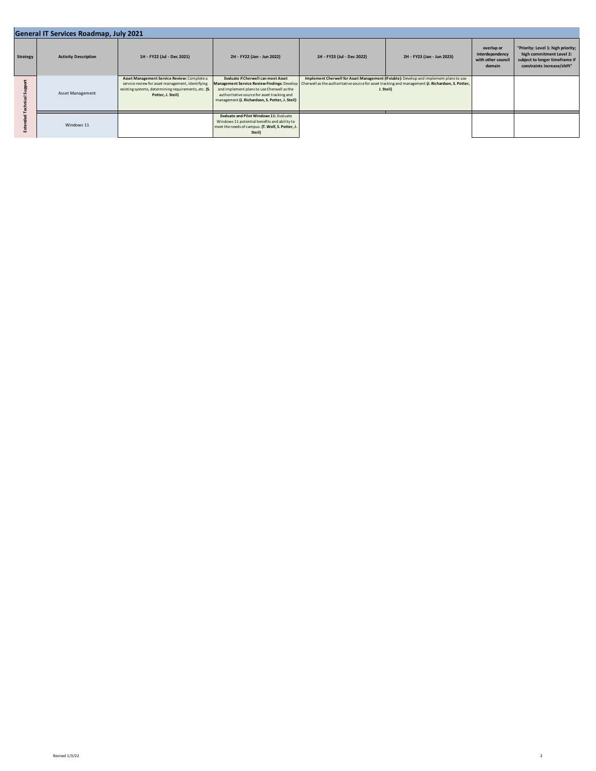## General IT Services Roadmap, July 2021

| Strategy | Activity Description | 1H - FY22 (Jul - Dec 2021) | 2H - FY22 (Jan - Jun 2022) | 1H - FY23 (Jul - Dec 2022) | 2H - FY23 (Jan - Jun 2023) | overlap or interdependency with other council domain | "Priority: Level 1: high priority; high commitment Level 2: subject to longer timeframe if constraints increase/shift" |
|---|---|---|---|---|---|---|---|
| Extended Technical Support | Asset Management | **Asset Management Service Review:** Complete a service review for asset management, identifying existing systems, determining requirements, etc. **(S. Potter, J. Steil)** | **Evaluate if Cherwell can meet Asset Management Service Review Findings:** Develop and implement plans to use Cherwell as the authoritative source for asset tracking and management **(J. Richardson, S. Potter, J. Steil)** | **Implement Cherwell for Asset Management (If viable):** Develop and implement plans to use Cherwell as the authoritative source for asset tracking and management **(J. Richardson, S. Potter, J. Steil)** | | | |
| | Windows 11 | | **Evaluate and Pilot Windows 11:** Evaluate Windows 11 potential benefits and ability to meet the needs of campus. **(T. Wolf, S. Potter, J. Steil)** | | | | |

Revised 1/3/22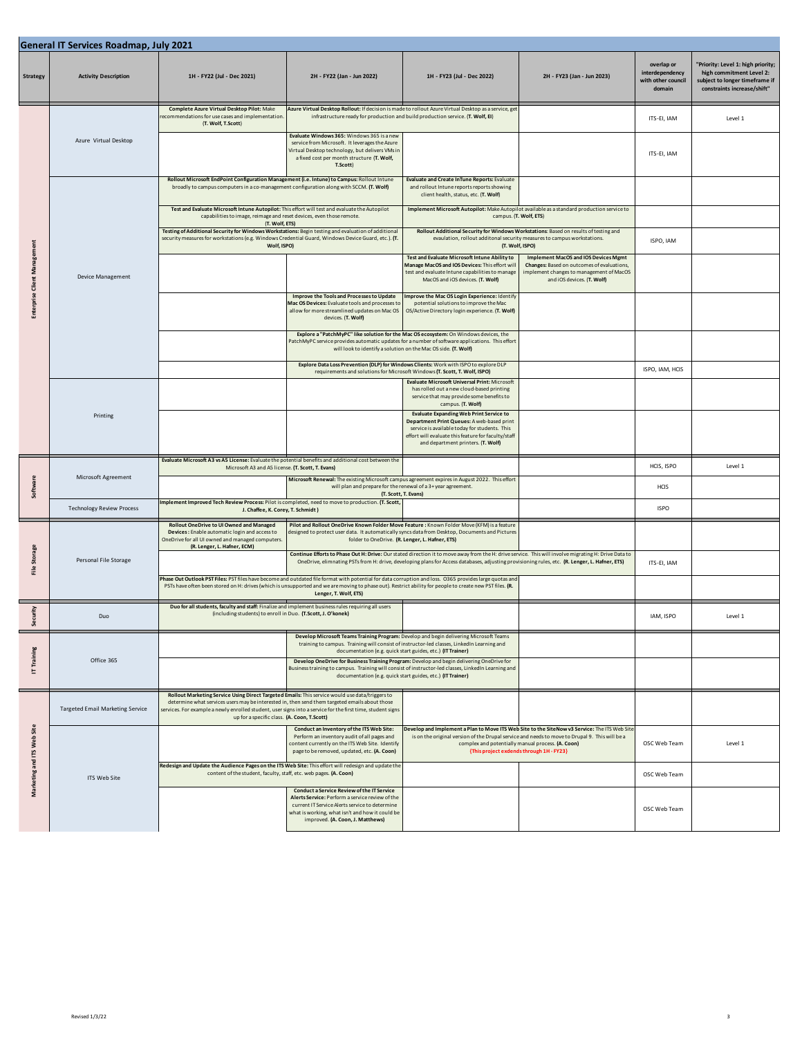## General IT Services Roadmap, July 2021

| Strategy | Activity Description | 1H - FY22 (Jul - Dec 2021) | 2H - FY22 (Jan - Jun 2022) | 1H - FY23 (Jul - Dec 2022) | 2H - FY23 (Jan - Jun 2023) | overlap or interdependency with other council domain | "Priority: Level 1: high priority; high commitment Level 2: subject to longer timeframe if constraints increase/shift" |
|---|---|---|---|---|---|---|---|
| Enterprise Client Management | Azure Virtual Desktop | **Complete Azure Virtual Desktop Pilot:** Make recommendations for use cases and implementation. **(T. Wolf, T.Scott)** | **Azure Virtual Desktop Rollout:** If decision is made to rollout Azure Virtual Desktop as a service, get infrastructure ready for production and build production service. **(T. Wolf, EI)** | | | ITS-EI, IAM | Level 1 |
| | | | **Evaluate Windows 365:** Windows 365 is a new service from Microsoft. It leverages the Azure Virtual Desktop technology, but delivers VMs in a fixed cost per month structure **(T. Wolf, T.Scott)** | | | ITS-EI, IAM | |
| | Device Management | **Rollout Microsoft EndPoint Configuration Management (i.e. Intune) to Campus:** Rollout Intune broadly to campus computers in a co-management configuration along with SCCM. **(T. Wolf)** | | **Evaluate and Create InTune Reports:** Evaluate and rollout Intune reports reports showing client health, status, etc. **(T. Wolf)** | | | |
| | | **Test and Evaluate Microsoft Intune Autopilot:** This effort will test and evaluate the Autopilot capabilities to image, reimage and reset devices, even those remote. **(T. Wolf, ETS)** | | **Implement Microsoft Autopilot:** Make Autopilot available as a standard production service to campus. **(T. Wolf, ETS)** | | | |
| | | **Testing of Additional Security for Windows Workstations:** Begin testing and evaluation of additional security measures for workstations (e.g. Windows Credential Guard, Windows Device Guard, etc.). **(T. Wolf, ISPO)** | | **Rollout Additional Security for Windows Workstations:** Based on results of testing and evaulation, rollout additonal security measures to campus workstations. **(T. Wolf, ISPO)** | | ISPO, IAM | |
| | | | | **Test and Evaluate Microsoft Intune Ability to Manage MacOS and IOS Devices:** This effort will test and evaluate Intune capabilities to manage MacOS and iOS devices. **(T. Wolf)** | **Implement MacOS and IOS Devices Mgmt Changes:** Based on outcomes of evaluations, implement changes to management of MacOS and iOS devices. **(T. Wolf)** | | |
| | | | **Improve the Tools and Processes to Update Mac OS Devices:** Evaluate tools and processes to allow for more streamlined updates on Mac OS devices. **(T. Wolf)** | **Improve the Mac OS Login Experience:** Identify potential solutions to improve the Mac OS/Active Directory login experience. **(T. Wolf)** | | | |
| | | | **Explore a "PatchMyPC" like solution for the Mac OS ecosystem:** On Windows devices, the PatchMyPC service provides automatic updates for a number of software applications. This effort will look to identify a solution on the Mac OS side. **(T. Wolf)** | | | | |
| | | | **Explore Data Loss Prevention (DLP) for Windows Clients:** Work with ISPO to explore DLP requirements and solutions for Microsoft Windows **(T. Scott, T. Wolf, ISPO)** | | | ISPO, IAM, HCIS | |
| | Printing | | | **Evaluate Microsoft Universal Print:** Microsoft has rolled out a new cloud-based printing service that may provide some benefits to campus. **(T. Wolf)** | | | |
| | | | | **Evaluate Expanding Web Print Service to Department Print Queues:** A web-based print service is available today for students. This effort will evaluate this feature for faculty/staff and department printers. **(T. Wolf)** | | | |
| Software | Microsoft Agreement | **Evaluate Microsoft A3 vs A5 License:** Evaluate the potential benefits and additional cost between the Microsoft A3 and A5 license. **(T. Scott, T. Evans)** | | | | HCIS, ISPO | Level 1 |
| | | | **Microsoft Renewal:** The existing Microsoft campus agreement expires in August 2022. This effort will plan and prepare for the renewal of a 3+ year agreement. **(T. Scott, T. Evans)** | | | HCIS | |
| | Technology Review Process | **Implement Improved Tech Review Process:** Pilot is completed, need to move to production. **(T. Scott, J. Chaffee, K. Corey, T. Schmidt)** | | | | ISPO | |
| File Storage | Personal File Storage | **Rollout OneDrive to UI Owned and Managed Devices:** Enable automatic login and access to OneDrive for all UI owned and managed computers. **(R. Lenger, L. Hafner, ECM)** | **Pilot and Rollout OneDrive Known Folder Move Feature:** Known Folder Move (KFM) is a feature designed to protect user data. It automatically syncs data from Desktop, Documents and Pictures folder to OneDrive. **(R. Lenger, L. Hafner, ETS)** | | | | |
| | | | **Continue Efforts to Phase Out H: Drive:** Our stated direction it to move away from the H: drive service. This will involve migrating H: Drive Data to OneDrive, elimnating PSTs from H: drive, developing plans for Access databases, adjusting provisioning rules, etc. **(R. Lenger, L. Hafner, ETS)** | | | ITS-EI, IAM | |
| | | **Phase Out Outlook PST Files:** PST files have become and outdated file format with potential for data corruption and loss. O365 provides large quotas and PSTs have often been stored on H: drives (which is unsupported and we are moving to phase out). Restrict ability for people to create new PST files. **(R. Lenger, T. Wolf, ETS)** | | | | | |
| Security | Duo | **Duo for all students, faculty and staff:** Finalize and implement business rules requiring all users (including students) to enroll in Duo. **(T.Scott, J. O'konek)** | | | | IAM, ISPO | Level 1 |
| IT Training | Office 365 | | **Develop Microsoft Teams Training Program:** Develop and begin delivering Microsoft Teams training to campus. Training will consist of instructor-led classes, LinkedIn Learning and documentation (e.g. quick start guides, etc.) **(IT Trainer)** | | | | |
| | | | **Develop OneDrive for Business Training Program:** Develop and begin delivering OneDrive for Business training to campus. Training will consist of instructor-led classes, LinkedIn Learning and documentation (e.g. quick start guides, etc.) **(IT Trainer)** | | | | |
| Marketing and ITS Web Site | Targeted Email Marketing Service | **Rollout Marketing Service Using Direct Targeted Emails:** This service would use data/triggers to determine what services users may be interested in, then send them targeted emails about those services. For example a newly enrolled student, user signs into a service for the first time, student signs up for a specific class. **(A. Coon, T.Scott)** | | | | | |
| | ITS Web Site | | **Conduct an Inventory of the ITS Web Site:** Perform an inventory audit of all pages and content currently on the ITS Web Site. Identify page to be removed, updated, etc. **(A. Coon)** | **Develop and Implement a Plan to Move ITS Web Site to the SiteNow v3 Service:** The ITS Web Site is on the original version of the Drupal service and needs to move to Drupal 9. This will be a complex and potentially manual process. **(A. Coon)** **(This project exdends through 1H - FY23)** | | OSC Web Team | Level 1 |
| | | **Redesign and Update the Audience Pages on the ITS Web Site:** This effort will redesign and update the content of the student, faculty, staff, etc. web pages. **(A. Coon)** | | | | OSC Web Team | |
| | | | **Conduct a Service Review of the IT Service Alerts Service:** Perform a service review of the current IT Service Alerts service to determine what is working, what isn't and how it could be improved. **(A. Coon, J. Matthews)** | | | OSC Web Team | |

Revised 1/3/22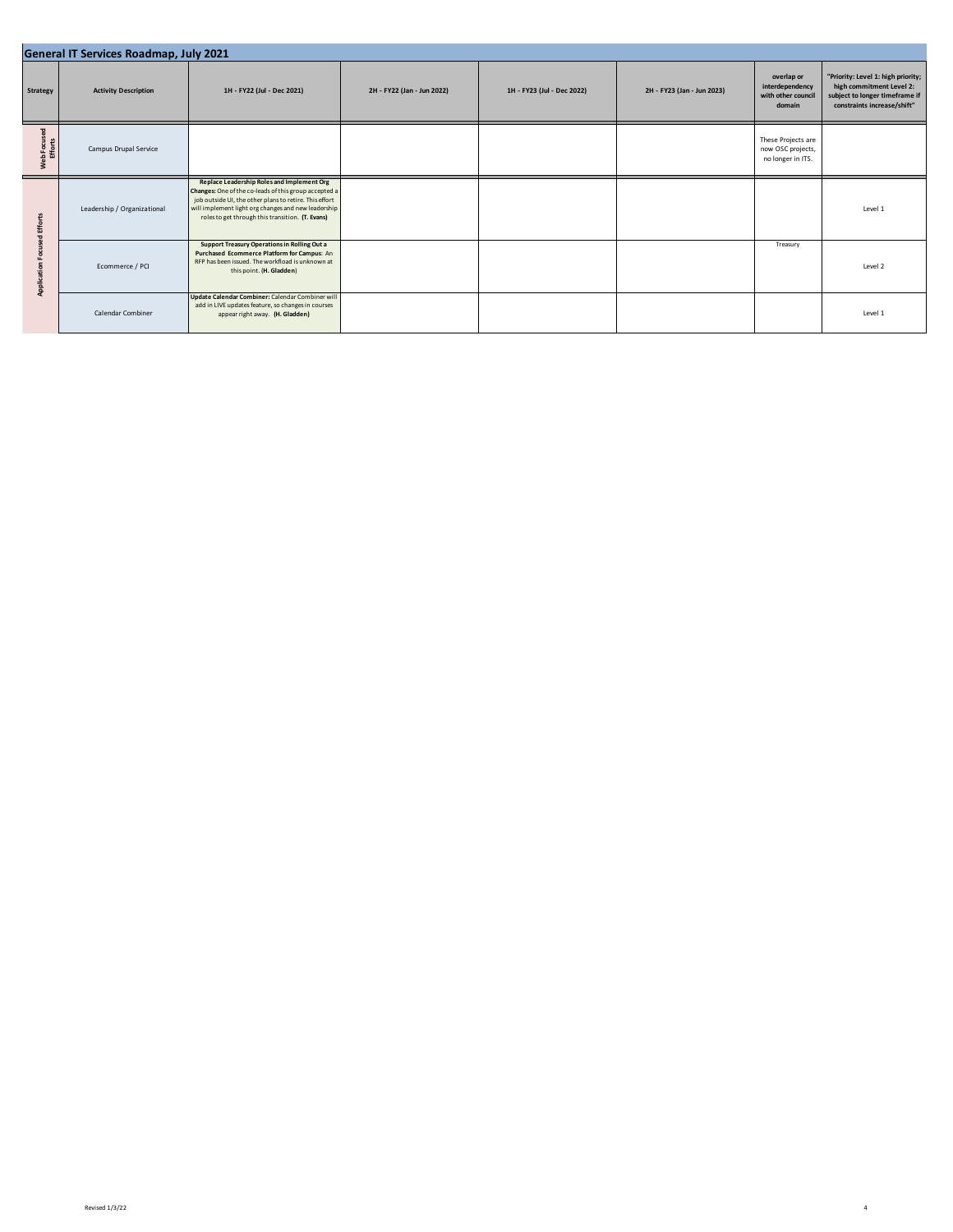## General IT Services Roadmap, July 2021

| Strategy | Activity Description | 1H - FY22 (Jul - Dec 2021) | 2H - FY22 (Jan - Jun 2022) | 1H - FY23 (Jul - Dec 2022) | 2H - FY23 (Jan - Jun 2023) | overlap or interdependency with other council domain | "Priority: Level 1: high priority; high commitment Level 2: subject to longer timeframe if constraints increase/shift" |
|---|---|---|---|---|---|---|---|
| Web Focused Efforts | Campus Drupal Service | | | | | These Projects are now OSC projects, no longer in ITS. | |
| Application Focused Efforts | Leadership / Organizational | **Replace Leadership Roles and Implement Org Changes:** One of the co-leads of this group accepted a job outside UI, the other plans to retire. This effort will implement light org changes and new leadership roles to get through this transition. **(T. Evans)** | | | | | Level 1 |
| | Ecommerce / PCI | **Support Treasury Operations in Rolling Out a Purchased Ecommerce Platform for Campus**: An RFP has been issued. The workload is unknown at this point. (**H. Gladden**) | | | | Treasury | Level 2 |
| | Calendar Combiner | **Update Calendar Combiner:** Calendar Combiner will add in LIVE updates feature, so changes in courses appear right away. **(H. Gladden)** | | | | | Level 1 |

Revised 1/3/22